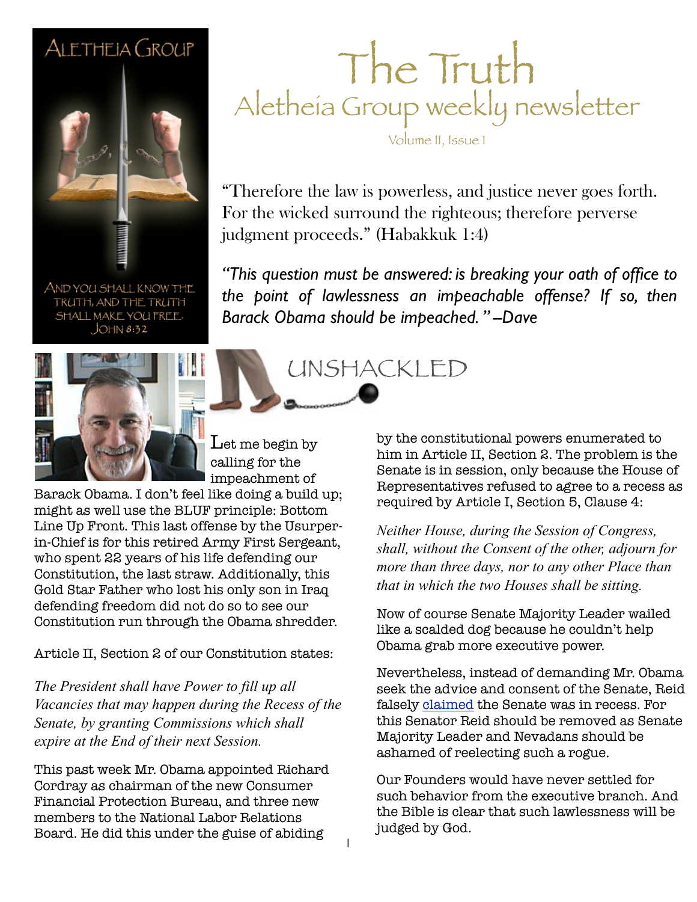ALETHEIA GROUP

AND YOU SHALL KNOW THE TRUTH, AND THE TRUTH SHALL MAKE YOU FREE. JOHN 8:32

# The Truth

## Aletheia Group weekly newsletter

Volume II, Issue 1

"Therefore the law is powerless, and justice never goes forth. For the wicked surround the righteous; therefore perverse judgment proceeds." (Habakkuk 1:4)

*"This question must be answered: is breaking your oath of office to the point of lawlessness an impeachable offense? If so, then Barack Obama should be impeached." –Dave*

## UNSHACKLED

Let me begin by calling for the impeachment of Barack Obama. I don't feel like doing a build up; might as well use the BLUF principle: Bottom Line Up Front. This last offense by the Usurper-in-Chief is for this retired Army First Sergeant, who spent 22 years of his life defending our Constitution, the last straw. Additionally, this Gold Star Father who lost his only son in Iraq defending freedom did not do so to see our Constitution run through the Obama shredder.

Article II, Section 2 of our Constitution states:

*The President shall have Power to fill up all Vacancies that may happen during the Recess of the Senate, by granting Commissions which shall expire at the End of their next Session.*

This past week Mr. Obama appointed Richard Cordray as chairman of the new Consumer Financial Protection Bureau, and three new members to the National Labor Relations Board. He did this under the guise of abiding by the constitutional powers enumerated to him in Article II, Section 2. The problem is the Senate is in session, only because the House of Representatives refused to agree to a recess as required by Article I, Section 5, Clause 4:

*Neither House, during the Session of Congress, shall, without the Consent of the other, adjourn for more than three days, nor to any other Place than that in which the two Houses shall be sitting.*

Now of course Senate Majority Leader wailed like a scalded dog because he couldn't help Obama grab more executive power.

Nevertheless, instead of demanding Mr. Obama seek the advice and consent of the Senate, Reid falsely claimed the Senate was in recess. For this Senator Reid should be removed as Senate Majority Leader and Nevadans should be ashamed of reelecting such a rogue.

Our Founders would have never settled for such behavior from the executive branch. And the Bible is clear that such lawlessness will be judged by God.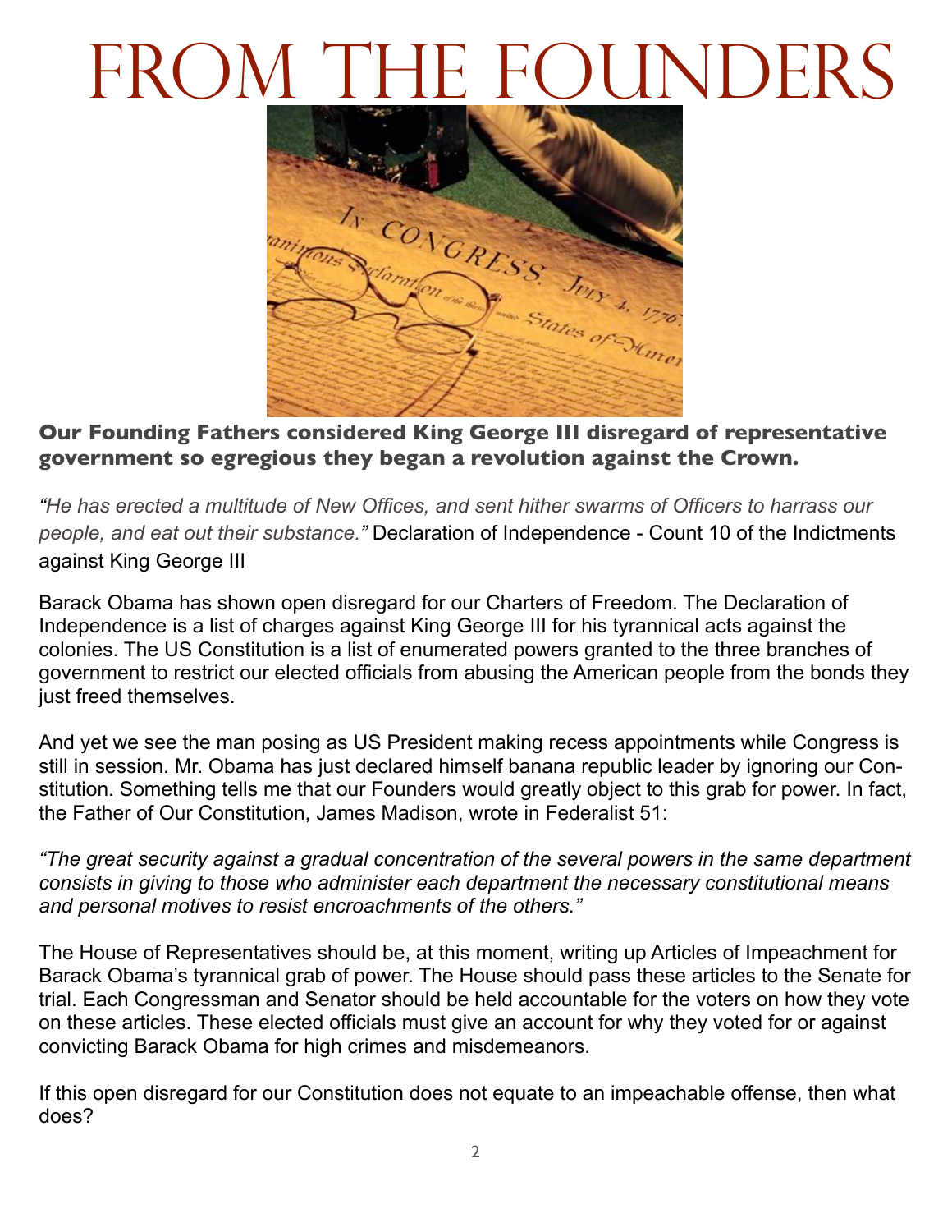# From the Founders

**Our Founding Fathers considered King George III disregard of representative government so egregious they began a revolution against the Crown.**

*"He has erected a multitude of New Offices, and sent hither swarms of Officers to harrass our people, and eat out their substance."* Declaration of Independence - Count 10 of the Indictments against King George III

Barack Obama has shown open disregard for our Charters of Freedom. The Declaration of Independence is a list of charges against King George III for his tyrannical acts against the colonies. The US Constitution is a list of enumerated powers granted to the three branches of government to restrict our elected officials from abusing the American people from the bonds they just freed themselves.

And yet we see the man posing as US President making recess appointments while Congress is still in session. Mr. Obama has just declared himself banana republic leader by ignoring our Constitution. Something tells me that our Founders would greatly object to this grab for power. In fact, the Father of Our Constitution, James Madison, wrote in Federalist 51:

*"The great security against a gradual concentration of the several powers in the same department consists in giving to those who administer each department the necessary constitutional means and personal motives to resist encroachments of the others."*

The House of Representatives should be, at this moment, writing up Articles of Impeachment for Barack Obama's tyrannical grab of power. The House should pass these articles to the Senate for trial. Each Congressman and Senator should be held accountable for the voters on how they vote on these articles. These elected officials must give an account for why they voted for or against convicting Barack Obama for high crimes and misdemeanors.

If this open disregard for our Constitution does not equate to an impeachable offense, then what does?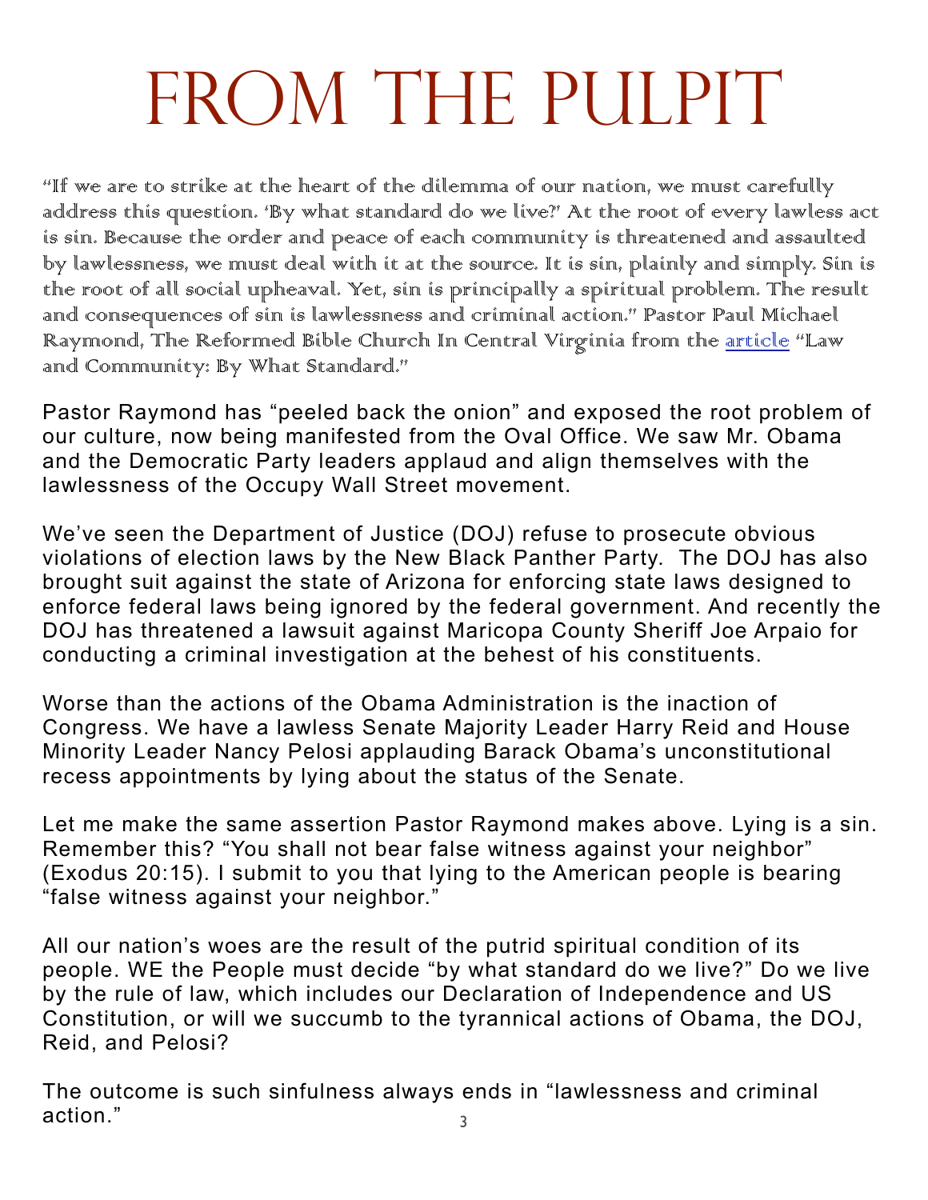# FROM THE PULPIT

"If we are to strike at the heart of the dilemma of our nation, we must carefully address this question. 'By what standard do we live?' At the root of every lawless act is sin. Because the order and peace of each community is threatened and assaulted by lawlessness, we must deal with it at the source. It is sin, plainly and simply. Sin is the root of all social upheaval. Yet, sin is principally a spiritual problem. The result and consequences of sin is lawlessness and criminal action." Pastor Paul Michael Raymond, The Reformed Bible Church In Central Virginia from the article "Law and Community: By What Standard."

Pastor Raymond has "peeled back the onion" and exposed the root problem of our culture, now being manifested from the Oval Office. We saw Mr. Obama and the Democratic Party leaders applaud and align themselves with the lawlessness of the Occupy Wall Street movement.

We've seen the Department of Justice (DOJ) refuse to prosecute obvious violations of election laws by the New Black Panther Party. The DOJ has also brought suit against the state of Arizona for enforcing state laws designed to enforce federal laws being ignored by the federal government. And recently the DOJ has threatened a lawsuit against Maricopa County Sheriff Joe Arpaio for conducting a criminal investigation at the behest of his constituents.

Worse than the actions of the Obama Administration is the inaction of Congress. We have a lawless Senate Majority Leader Harry Reid and House Minority Leader Nancy Pelosi applauding Barack Obama's unconstitutional recess appointments by lying about the status of the Senate.

Let me make the same assertion Pastor Raymond makes above. Lying is a sin. Remember this? "You shall not bear false witness against your neighbor" (Exodus 20:15). I submit to you that lying to the American people is bearing "false witness against your neighbor."

All our nation's woes are the result of the putrid spiritual condition of its people. WE the People must decide "by what standard do we live?" Do we live by the rule of law, which includes our Declaration of Independence and US Constitution, or will we succumb to the tyrannical actions of Obama, the DOJ, Reid, and Pelosi?

The outcome is such sinfulness always ends in "lawlessness and criminal action."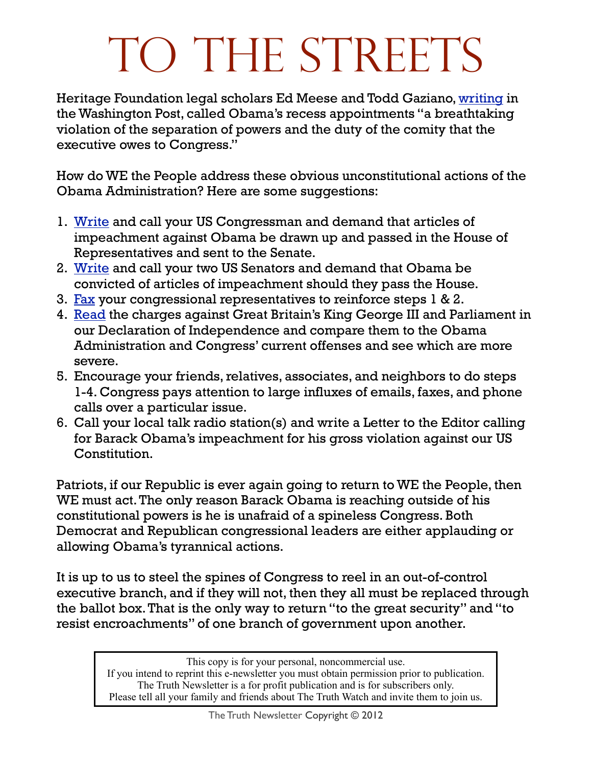# TO THE STREETS

Heritage Foundation legal scholars Ed Meese and Todd Gaziano, writing in the Washington Post, called Obama's recess appointments "a breathtaking violation of the separation of powers and the duty of the comity that the executive owes to Congress."

How do WE the People address these obvious unconstitutional actions of the Obama Administration? Here are some suggestions:

1. Write and call your US Congressman and demand that articles of impeachment against Obama be drawn up and passed in the House of Representatives and sent to the Senate.
2. Write and call your two US Senators and demand that Obama be convicted of articles of impeachment should they pass the House.
3. Fax your congressional representatives to reinforce steps 1 & 2.
4. Read the charges against Great Britain's King George III and Parliament in our Declaration of Independence and compare them to the Obama Administration and Congress' current offenses and see which are more severe.
5. Encourage your friends, relatives, associates, and neighbors to do steps 1-4. Congress pays attention to large influxes of emails, faxes, and phone calls over a particular issue.
6. Call your local talk radio station(s) and write a Letter to the Editor calling for Barack Obama's impeachment for his gross violation against our US Constitution.

Patriots, if our Republic is ever again going to return to WE the People, then WE must act. The only reason Barack Obama is reaching outside of his constitutional powers is he is unafraid of a spineless Congress. Both Democrat and Republican congressional leaders are either applauding or allowing Obama's tyrannical actions.

It is up to us to steel the spines of Congress to reel in an out-of-control executive branch, and if they will not, then they all must be replaced through the ballot box. That is the only way to return "to the great security" and "to resist encroachments" of one branch of government upon another.

This copy is for your personal, noncommercial use.
If you intend to reprint this e-newsletter you must obtain permission prior to publication.
The Truth Newsletter is a for profit publication and is for subscribers only.
Please tell all your family and friends about The Truth Watch and invite them to join us.

The Truth Newsletter Copyright © 2012